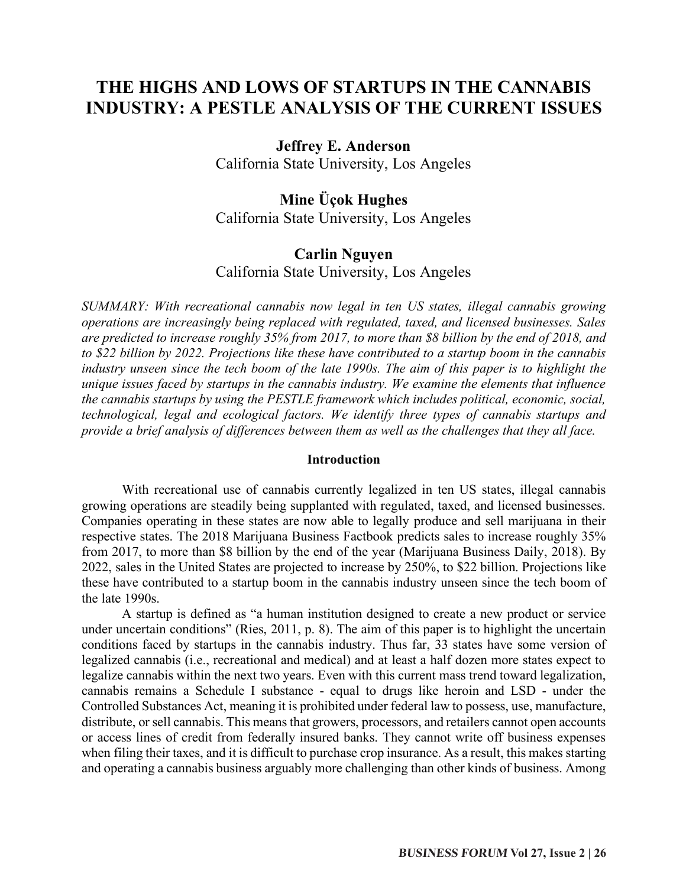# THE HIGHS AND LOWS OF STARTUPS IN THE CANNABIS INDUSTRY: A PESTLE ANALYSIS OF THE CURRENT ISSUES

**Jeffrey E. Anderson**
California State University, Los Angeles

**Mine Üçok Hughes**
California State University, Los Angeles

**Carlin Nguyen**
California State University, Los Angeles

*SUMMARY: With recreational cannabis now legal in ten US states, illegal cannabis growing operations are increasingly being replaced with regulated, taxed, and licensed businesses. Sales are predicted to increase roughly 35% from 2017, to more than $8 billion by the end of 2018, and to $22 billion by 2022. Projections like these have contributed to a startup boom in the cannabis industry unseen since the tech boom of the late 1990s. The aim of this paper is to highlight the unique issues faced by startups in the cannabis industry. We examine the elements that influence the cannabis startups by using the PESTLE framework which includes political, economic, social, technological, legal and ecological factors. We identify three types of cannabis startups and provide a brief analysis of differences between them as well as the challenges that they all face.*

## Introduction

With recreational use of cannabis currently legalized in ten US states, illegal cannabis growing operations are steadily being supplanted with regulated, taxed, and licensed businesses. Companies operating in these states are now able to legally produce and sell marijuana in their respective states. The 2018 Marijuana Business Factbook predicts sales to increase roughly 35% from 2017, to more than $8 billion by the end of the year (Marijuana Business Daily, 2018). By 2022, sales in the United States are projected to increase by 250%, to $22 billion. Projections like these have contributed to a startup boom in the cannabis industry unseen since the tech boom of the late 1990s.

A startup is defined as "a human institution designed to create a new product or service under uncertain conditions" (Ries, 2011, p. 8). The aim of this paper is to highlight the uncertain conditions faced by startups in the cannabis industry. Thus far, 33 states have some version of legalized cannabis (i.e., recreational and medical) and at least a half dozen more states expect to legalize cannabis within the next two years. Even with this current mass trend toward legalization, cannabis remains a Schedule I substance - equal to drugs like heroin and LSD - under the Controlled Substances Act, meaning it is prohibited under federal law to possess, use, manufacture, distribute, or sell cannabis. This means that growers, processors, and retailers cannot open accounts or access lines of credit from federally insured banks. They cannot write off business expenses when filing their taxes, and it is difficult to purchase crop insurance. As a result, this makes starting and operating a cannabis business arguably more challenging than other kinds of business. Among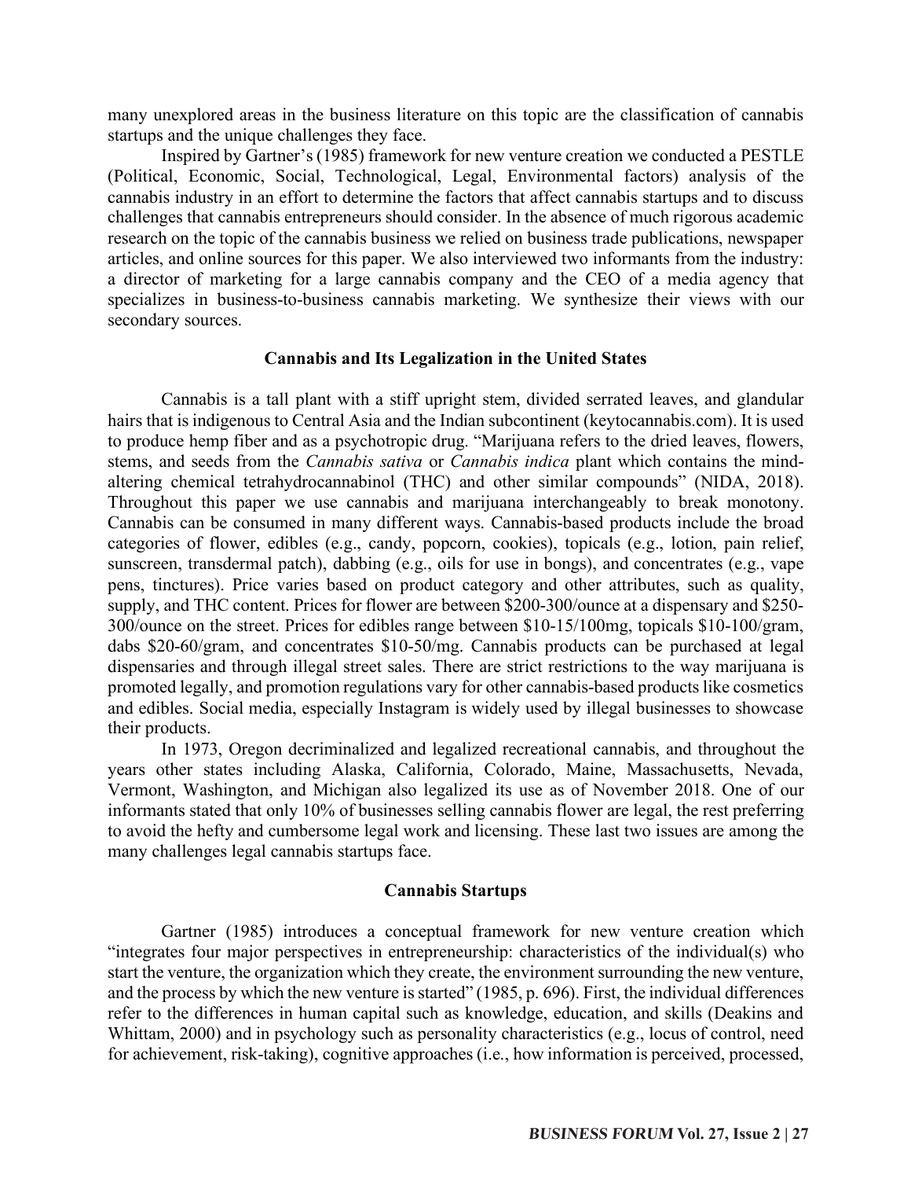many unexplored areas in the business literature on this topic are the classification of cannabis startups and the unique challenges they face.

Inspired by Gartner's (1985) framework for new venture creation we conducted a PESTLE (Political, Economic, Social, Technological, Legal, Environmental factors) analysis of the cannabis industry in an effort to determine the factors that affect cannabis startups and to discuss challenges that cannabis entrepreneurs should consider. In the absence of much rigorous academic research on the topic of the cannabis business we relied on business trade publications, newspaper articles, and online sources for this paper. We also interviewed two informants from the industry: a director of marketing for a large cannabis company and the CEO of a media agency that specializes in business-to-business cannabis marketing. We synthesize their views with our secondary sources.

## Cannabis and Its Legalization in the United States

Cannabis is a tall plant with a stiff upright stem, divided serrated leaves, and glandular hairs that is indigenous to Central Asia and the Indian subcontinent (keytocannabis.com). It is used to produce hemp fiber and as a psychotropic drug. "Marijuana refers to the dried leaves, flowers, stems, and seeds from the *Cannabis sativa* or *Cannabis indica* plant which contains the mind-altering chemical tetrahydrocannabinol (THC) and other similar compounds" (NIDA, 2018). Throughout this paper we use cannabis and marijuana interchangeably to break monotony. Cannabis can be consumed in many different ways. Cannabis-based products include the broad categories of flower, edibles (e.g., candy, popcorn, cookies), topicals (e.g., lotion, pain relief, sunscreen, transdermal patch), dabbing (e.g., oils for use in bongs), and concentrates (e.g., vape pens, tinctures). Price varies based on product category and other attributes, such as quality, supply, and THC content. Prices for flower are between $200-300/ounce at a dispensary and $250-300/ounce on the street. Prices for edibles range between $10-15/100mg, topicals $10-100/gram, dabs $20-60/gram, and concentrates $10-50/mg. Cannabis products can be purchased at legal dispensaries and through illegal street sales. There are strict restrictions to the way marijuana is promoted legally, and promotion regulations vary for other cannabis-based products like cosmetics and edibles. Social media, especially Instagram is widely used by illegal businesses to showcase their products.

In 1973, Oregon decriminalized and legalized recreational cannabis, and throughout the years other states including Alaska, California, Colorado, Maine, Massachusetts, Nevada, Vermont, Washington, and Michigan also legalized its use as of November 2018. One of our informants stated that only 10% of businesses selling cannabis flower are legal, the rest preferring to avoid the hefty and cumbersome legal work and licensing. These last two issues are among the many challenges legal cannabis startups face.

## Cannabis Startups

Gartner (1985) introduces a conceptual framework for new venture creation which "integrates four major perspectives in entrepreneurship: characteristics of the individual(s) who start the venture, the organization which they create, the environment surrounding the new venture, and the process by which the new venture is started" (1985, p. 696). First, the individual differences refer to the differences in human capital such as knowledge, education, and skills (Deakins and Whittam, 2000) and in psychology such as personality characteristics (e.g., locus of control, need for achievement, risk-taking), cognitive approaches (i.e., how information is perceived, processed,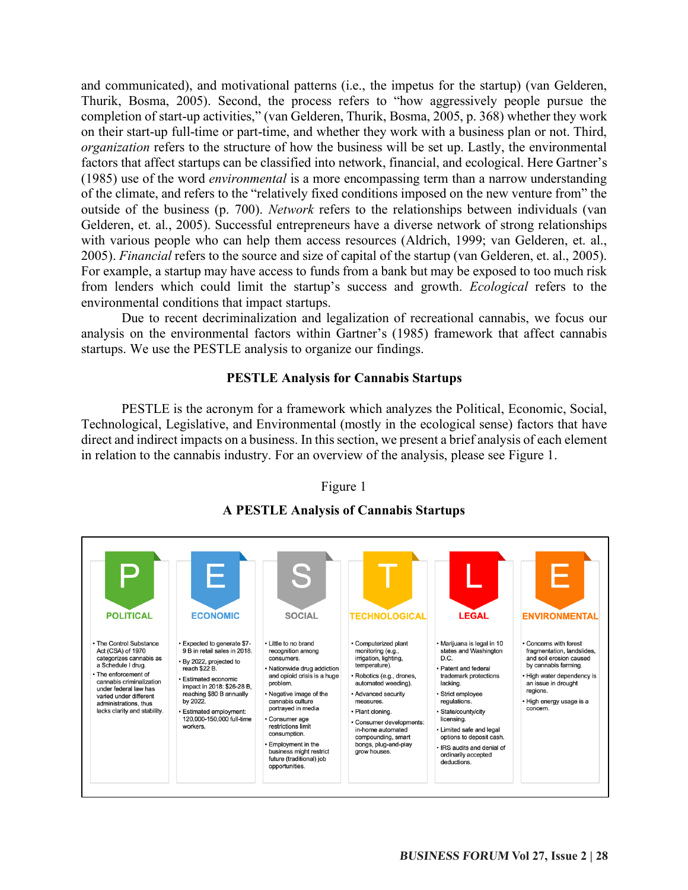and communicated), and motivational patterns (i.e., the impetus for the startup) (van Gelderen, Thurik, Bosma, 2005). Second, the process refers to "how aggressively people pursue the completion of start-up activities," (van Gelderen, Thurik, Bosma, 2005, p. 368) whether they work on their start-up full-time or part-time, and whether they work with a business plan or not. Third, *organization* refers to the structure of how the business will be set up. Lastly, the environmental factors that affect startups can be classified into network, financial, and ecological. Here Gartner's (1985) use of the word *environmental* is a more encompassing term than a narrow understanding of the climate, and refers to the "relatively fixed conditions imposed on the new venture from" the outside of the business (p. 700). *Network* refers to the relationships between individuals (van Gelderen, et. al., 2005). Successful entrepreneurs have a diverse network of strong relationships with various people who can help them access resources (Aldrich, 1999; van Gelderen, et. al., 2005). *Financial* refers to the source and size of capital of the startup (van Gelderen, et. al., 2005). For example, a startup may have access to funds from a bank but may be exposed to too much risk from lenders which could limit the startup's success and growth. *Ecological* refers to the environmental conditions that impact startups.

Due to recent decriminalization and legalization of recreational cannabis, we focus our analysis on the environmental factors within Gartner's (1985) framework that affect cannabis startups. We use the PESTLE analysis to organize our findings.

## PESTLE Analysis for Cannabis Startups

PESTLE is the acronym for a framework which analyzes the Political, Economic, Social, Technological, Legislative, and Environmental (mostly in the ecological sense) factors that have direct and indirect impacts on a business. In this section, we present a brief analysis of each element in relation to the cannabis industry. For an overview of the analysis, please see Figure 1.

Figure 1

**A PESTLE Analysis of Cannabis Startups**

| P – POLITICAL | E – ECONOMIC | S – SOCIAL | T – TECHNOLOGICAL | L – LEGAL | E – ENVIRONMENTAL |
|---|---|---|---|---|---|
| • The Control Substance Act (CSA) of 1970 categorizes cannabis as a Schedule I drug.<br>• The enforcement of cannabis criminalization under federal law has varied under different administrations, thus lacks clarity and stability. | • Expected to generate $7-9 B in retail sales in 2018.<br>• By 2022, projected to reach $22 B.<br>• Estimated economic impact in 2018: $26-28 B, reaching $80 B annually by 2022.<br>• Estimated employment: 120,000-150,000 full-time workers. | • Little to no brand recognition among consumers.<br>• Nationwide drug addiction and opioid crisis is a huge problem.<br>• Negative image of the cannabis culture portrayed in media<br>• Consumer age restrictions limit consumption.<br>• Employment in the business might restrict future (traditional) job opportunities. | • Computerized plant monitoring (e.g., irrigation, lighting, temperature).<br>• Robotics (e.g., drones, automated weeding).<br>• Advanced security measures.<br>• Plant cloning.<br>• Consumer developments: in-home automated compounding, smart bongs, plug-and-play grow houses. | • Marijuana is legal in 10 states and Washington D.C.<br>• Patent and federal trademark protections lacking.<br>• Strict employee regulations.<br>• State/county/city licensing.<br>• Limited safe and legal options to deposit cash.<br>• IRS audits and denial of ordinarily accepted deductions. | • Concerns with forest fragmentation, landslides, and soil erosion caused by cannabis farming.<br>• High water dependency is an issue in drought regions.<br>• High energy usage is a concern. |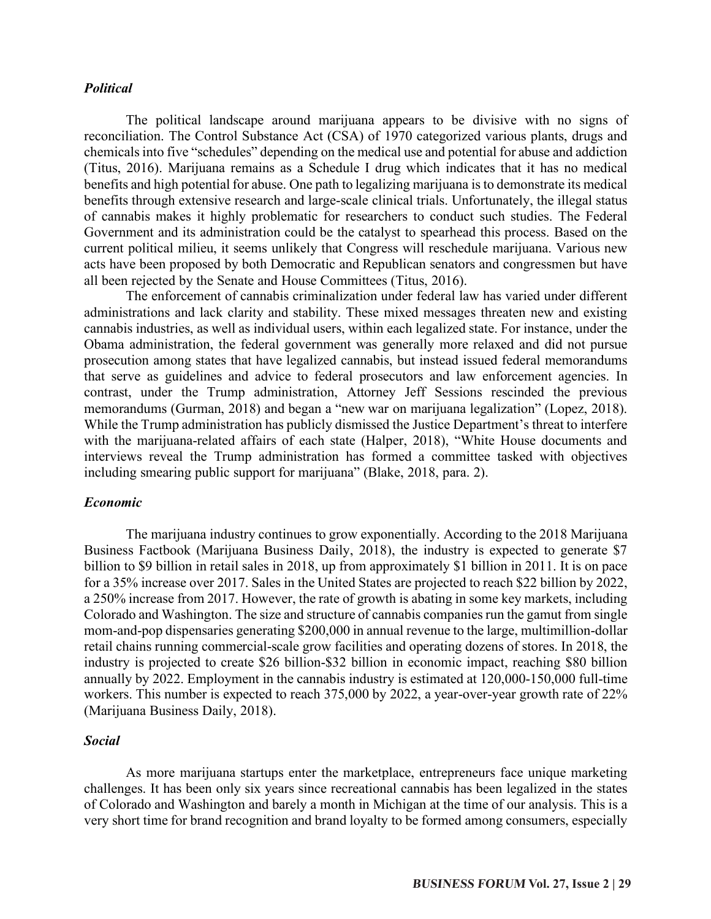### *Political*

The political landscape around marijuana appears to be divisive with no signs of reconciliation. The Control Substance Act (CSA) of 1970 categorized various plants, drugs and chemicals into five "schedules" depending on the medical use and potential for abuse and addiction (Titus, 2016). Marijuana remains as a Schedule I drug which indicates that it has no medical benefits and high potential for abuse. One path to legalizing marijuana is to demonstrate its medical benefits through extensive research and large-scale clinical trials. Unfortunately, the illegal status of cannabis makes it highly problematic for researchers to conduct such studies. The Federal Government and its administration could be the catalyst to spearhead this process. Based on the current political milieu, it seems unlikely that Congress will reschedule marijuana. Various new acts have been proposed by both Democratic and Republican senators and congressmen but have all been rejected by the Senate and House Committees (Titus, 2016).

The enforcement of cannabis criminalization under federal law has varied under different administrations and lack clarity and stability. These mixed messages threaten new and existing cannabis industries, as well as individual users, within each legalized state. For instance, under the Obama administration, the federal government was generally more relaxed and did not pursue prosecution among states that have legalized cannabis, but instead issued federal memorandums that serve as guidelines and advice to federal prosecutors and law enforcement agencies. In contrast, under the Trump administration, Attorney Jeff Sessions rescinded the previous memorandums (Gurman, 2018) and began a "new war on marijuana legalization" (Lopez, 2018). While the Trump administration has publicly dismissed the Justice Department's threat to interfere with the marijuana-related affairs of each state (Halper, 2018), "White House documents and interviews reveal the Trump administration has formed a committee tasked with objectives including smearing public support for marijuana" (Blake, 2018, para. 2).

### *Economic*

The marijuana industry continues to grow exponentially. According to the 2018 Marijuana Business Factbook (Marijuana Business Daily, 2018), the industry is expected to generate $7 billion to $9 billion in retail sales in 2018, up from approximately $1 billion in 2011. It is on pace for a 35% increase over 2017. Sales in the United States are projected to reach $22 billion by 2022, a 250% increase from 2017. However, the rate of growth is abating in some key markets, including Colorado and Washington. The size and structure of cannabis companies run the gamut from single mom-and-pop dispensaries generating $200,000 in annual revenue to the large, multimillion-dollar retail chains running commercial-scale grow facilities and operating dozens of stores. In 2018, the industry is projected to create $26 billion-$32 billion in economic impact, reaching $80 billion annually by 2022. Employment in the cannabis industry is estimated at 120,000-150,000 full-time workers. This number is expected to reach 375,000 by 2022, a year-over-year growth rate of 22% (Marijuana Business Daily, 2018).

### *Social*

As more marijuana startups enter the marketplace, entrepreneurs face unique marketing challenges. It has been only six years since recreational cannabis has been legalized in the states of Colorado and Washington and barely a month in Michigan at the time of our analysis. This is a very short time for brand recognition and brand loyalty to be formed among consumers, especially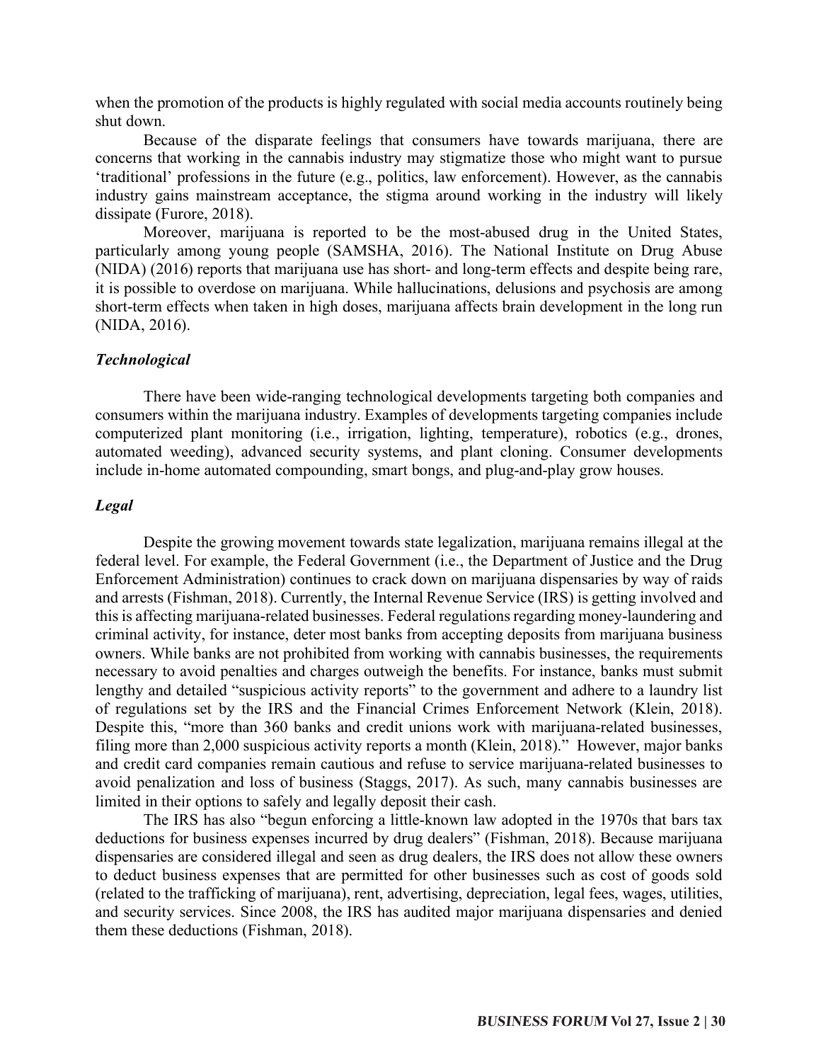when the promotion of the products is highly regulated with social media accounts routinely being shut down.

Because of the disparate feelings that consumers have towards marijuana, there are concerns that working in the cannabis industry may stigmatize those who might want to pursue 'traditional' professions in the future (e.g., politics, law enforcement). However, as the cannabis industry gains mainstream acceptance, the stigma around working in the industry will likely dissipate (Furore, 2018).

Moreover, marijuana is reported to be the most-abused drug in the United States, particularly among young people (SAMSHA, 2016). The National Institute on Drug Abuse (NIDA) (2016) reports that marijuana use has short- and long-term effects and despite being rare, it is possible to overdose on marijuana. While hallucinations, delusions and psychosis are among short-term effects when taken in high doses, marijuana affects brain development in the long run (NIDA, 2016).

### *Technological*

There have been wide-ranging technological developments targeting both companies and consumers within the marijuana industry. Examples of developments targeting companies include computerized plant monitoring (i.e., irrigation, lighting, temperature), robotics (e.g., drones, automated weeding), advanced security systems, and plant cloning. Consumer developments include in-home automated compounding, smart bongs, and plug-and-play grow houses.

### *Legal*

Despite the growing movement towards state legalization, marijuana remains illegal at the federal level. For example, the Federal Government (i.e., the Department of Justice and the Drug Enforcement Administration) continues to crack down on marijuana dispensaries by way of raids and arrests (Fishman, 2018). Currently, the Internal Revenue Service (IRS) is getting involved and this is affecting marijuana-related businesses. Federal regulations regarding money-laundering and criminal activity, for instance, deter most banks from accepting deposits from marijuana business owners. While banks are not prohibited from working with cannabis businesses, the requirements necessary to avoid penalties and charges outweigh the benefits. For instance, banks must submit lengthy and detailed "suspicious activity reports" to the government and adhere to a laundry list of regulations set by the IRS and the Financial Crimes Enforcement Network (Klein, 2018). Despite this, "more than 360 banks and credit unions work with marijuana-related businesses, filing more than 2,000 suspicious activity reports a month (Klein, 2018)." However, major banks and credit card companies remain cautious and refuse to service marijuana-related businesses to avoid penalization and loss of business (Staggs, 2017). As such, many cannabis businesses are limited in their options to safely and legally deposit their cash.

The IRS has also "begun enforcing a little-known law adopted in the 1970s that bars tax deductions for business expenses incurred by drug dealers" (Fishman, 2018). Because marijuana dispensaries are considered illegal and seen as drug dealers, the IRS does not allow these owners to deduct business expenses that are permitted for other businesses such as cost of goods sold (related to the trafficking of marijuana), rent, advertising, depreciation, legal fees, wages, utilities, and security services. Since 2008, the IRS has audited major marijuana dispensaries and denied them these deductions (Fishman, 2018).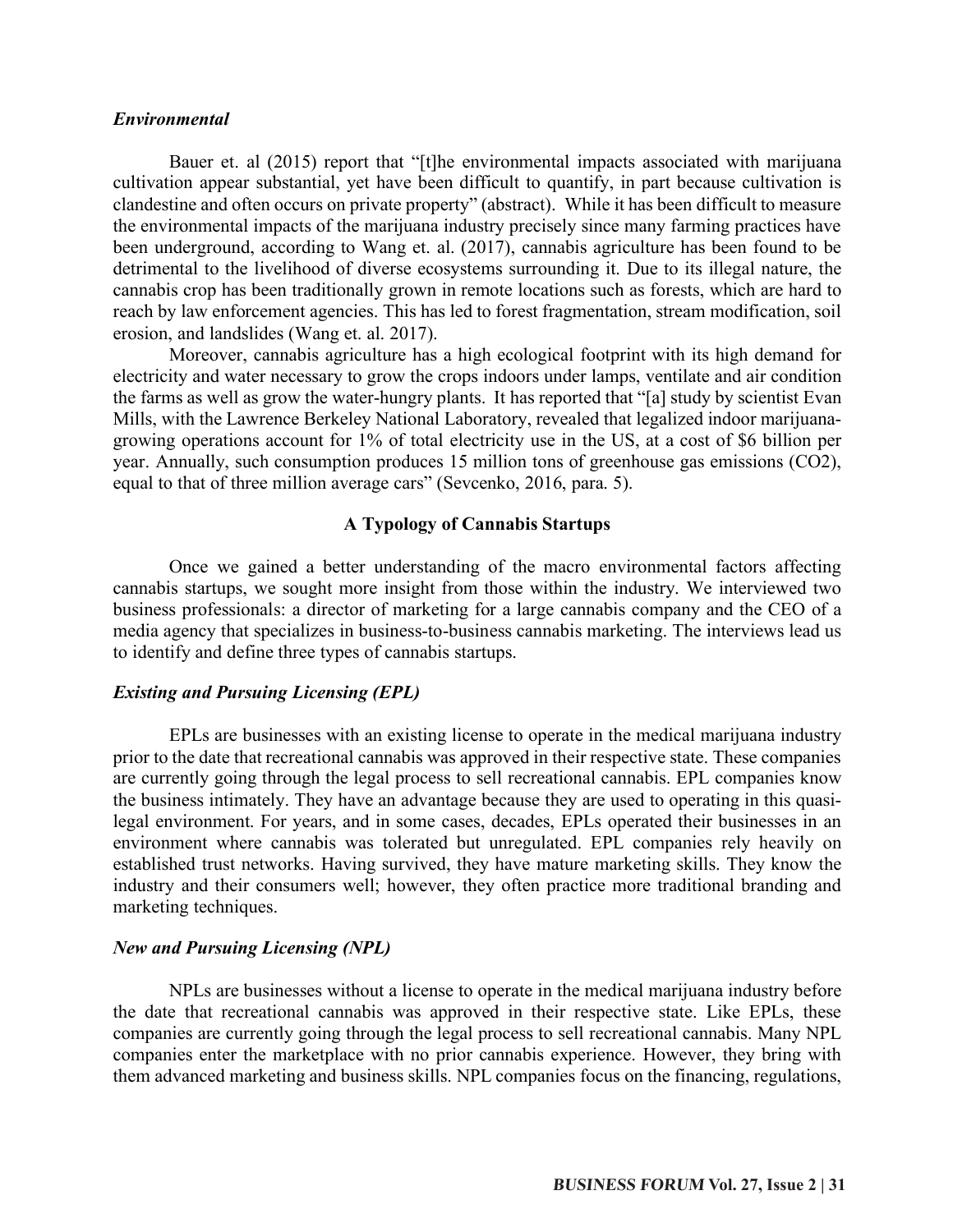### *Environmental*

Bauer et. al (2015) report that "[t]he environmental impacts associated with marijuana cultivation appear substantial, yet have been difficult to quantify, in part because cultivation is clandestine and often occurs on private property" (abstract). While it has been difficult to measure the environmental impacts of the marijuana industry precisely since many farming practices have been underground, according to Wang et. al. (2017), cannabis agriculture has been found to be detrimental to the livelihood of diverse ecosystems surrounding it. Due to its illegal nature, the cannabis crop has been traditionally grown in remote locations such as forests, which are hard to reach by law enforcement agencies. This has led to forest fragmentation, stream modification, soil erosion, and landslides (Wang et. al. 2017).

Moreover, cannabis agriculture has a high ecological footprint with its high demand for electricity and water necessary to grow the crops indoors under lamps, ventilate and air condition the farms as well as grow the water-hungry plants. It has reported that "[a] study by scientist Evan Mills, with the Lawrence Berkeley National Laboratory, revealed that legalized indoor marijuana-growing operations account for 1% of total electricity use in the US, at a cost of $6 billion per year. Annually, such consumption produces 15 million tons of greenhouse gas emissions ($CO_2$), equal to that of three million average cars" (Sevcenko, 2016, para. 5).

## A Typology of Cannabis Startups

Once we gained a better understanding of the macro environmental factors affecting cannabis startups, we sought more insight from those within the industry. We interviewed two business professionals: a director of marketing for a large cannabis company and the CEO of a media agency that specializes in business-to-business cannabis marketing. The interviews lead us to identify and define three types of cannabis startups.

### *Existing and Pursuing Licensing (EPL)*

EPLs are businesses with an existing license to operate in the medical marijuana industry prior to the date that recreational cannabis was approved in their respective state. These companies are currently going through the legal process to sell recreational cannabis. EPL companies know the business intimately. They have an advantage because they are used to operating in this quasi-legal environment. For years, and in some cases, decades, EPLs operated their businesses in an environment where cannabis was tolerated but unregulated. EPL companies rely heavily on established trust networks. Having survived, they have mature marketing skills. They know the industry and their consumers well; however, they often practice more traditional branding and marketing techniques.

### *New and Pursuing Licensing (NPL)*

NPLs are businesses without a license to operate in the medical marijuana industry before the date that recreational cannabis was approved in their respective state. Like EPLs, these companies are currently going through the legal process to sell recreational cannabis. Many NPL companies enter the marketplace with no prior cannabis experience. However, they bring with them advanced marketing and business skills. NPL companies focus on the financing, regulations,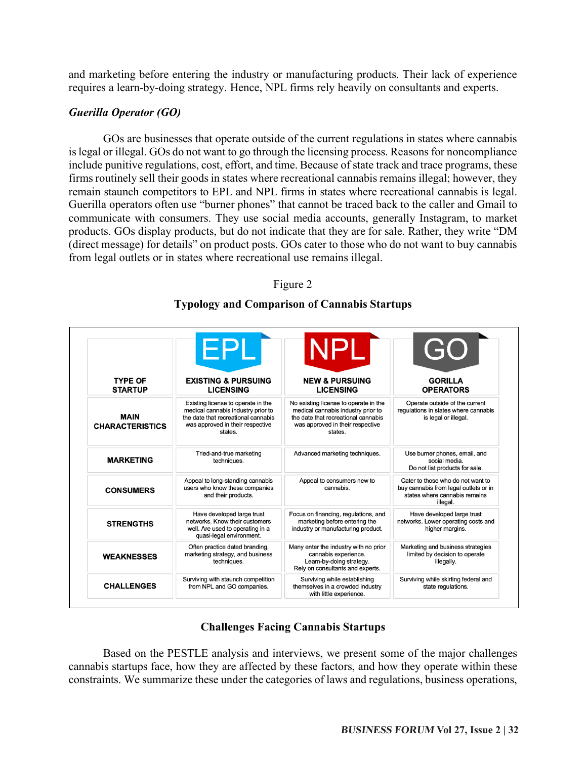and marketing before entering the industry or manufacturing products. Their lack of experience requires a learn-by-doing strategy. Hence, NPL firms rely heavily on consultants and experts.

### *Guerilla Operator (GO)*

GOs are businesses that operate outside of the current regulations in states where cannabis is legal or illegal. GOs do not want to go through the licensing process. Reasons for noncompliance include punitive regulations, cost, effort, and time. Because of state track and trace programs, these firms routinely sell their goods in states where recreational cannabis remains illegal; however, they remain staunch competitors to EPL and NPL firms in states where recreational cannabis is legal. Guerilla operators often use "burner phones" that cannot be traced back to the caller and Gmail to communicate with consumers. They use social media accounts, generally Instagram, to market products. GOs display products, but do not indicate that they are for sale. Rather, they write "DM (direct message) for details" on product posts. GOs cater to those who do not want to buy cannabis from legal outlets or in states where recreational use remains illegal.

Figure 2

**Typology and Comparison of Cannabis Startups**

| TYPE OF STARTUP | EPL<br>EXISTING & PURSUING LICENSING | NPL<br>NEW & PURSUING LICENSING | GO<br>GORILLA OPERATORS |
|---|---|---|---|
| **MAIN CHARACTERISTICS** | Existing license to operate in the medical cannabis industry prior to the date that recreational cannabis was approved in their respective states. | No existing license to operate in the medical cannabis industry prior to the date that recreational cannabis was approved in their respective states. | Operate outside of the current regulations in states where cannabis is legal or illegal. |
| **MARKETING** | Tried-and-true marketing techniques. | Advanced marketing techniques. | Use burner phones, email, and social media. Do not list products for sale. |
| **CONSUMERS** | Appeal to long-standing cannabis users who know these companies and their products. | Appeal to consumers new to cannabis. | Cater to those who do not want to buy cannabis from legal outlets or in states where cannabis remains illegal. |
| **STRENGTHS** | Have developed large trust networks. Know their customers well. Are used to operating in a quasi-legal environment. | Focus on financing, regulations, and marketing before entering the industry or manufacturing product. | Have developed large trust networks. Lower operating costs and higher margins. |
| **WEAKNESSES** | Often practice dated branding, marketing strategy, and business techniques. | Many enter the industry with no prior cannabis experience. Learn-by-doing strategy. Rely on consultants and experts. | Marketing and business strategies limited by decision to operate illegally. |
| **CHALLENGES** | Surviving with staunch competition from NPL and GO companies. | Surviving while establishing themselves in a crowded industry with little experience. | Surviving while skirting federal and state regulations. |

## Challenges Facing Cannabis Startups

Based on the PESTLE analysis and interviews, we present some of the major challenges cannabis startups face, how they are affected by these factors, and how they operate within these constraints. We summarize these under the categories of laws and regulations, business operations,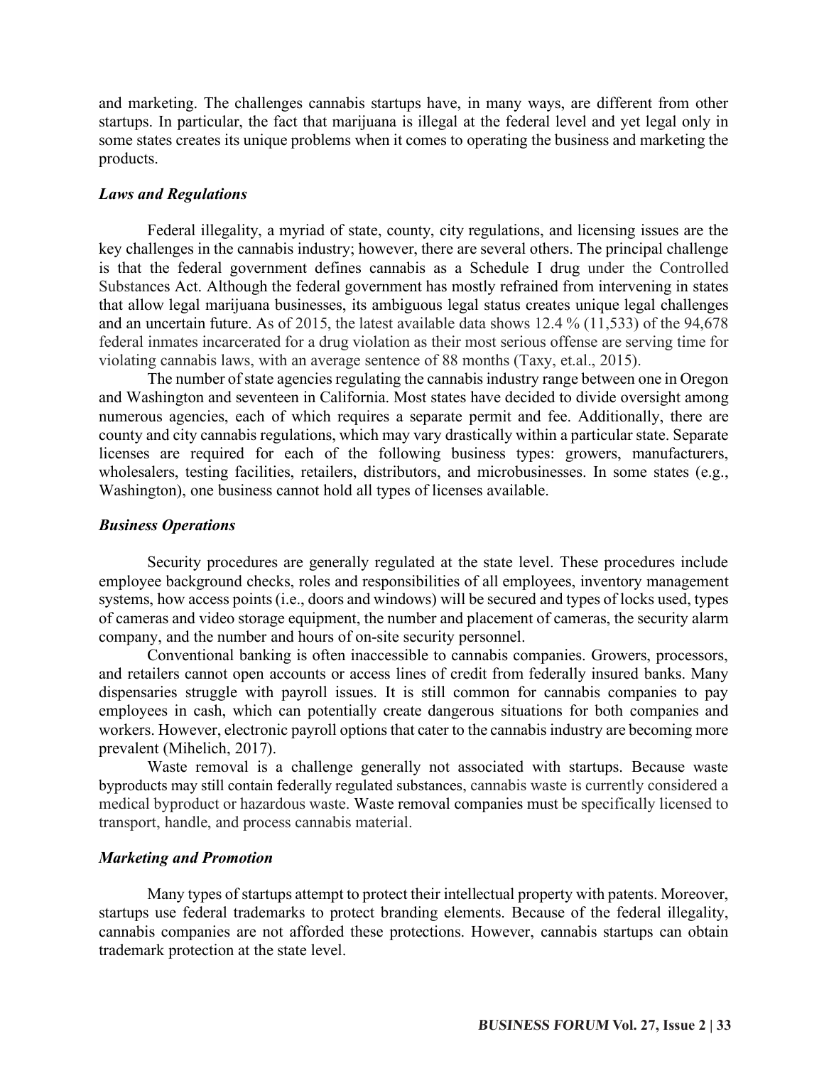and marketing. The challenges cannabis startups have, in many ways, are different from other startups. In particular, the fact that marijuana is illegal at the federal level and yet legal only in some states creates its unique problems when it comes to operating the business and marketing the products.

### *Laws and Regulations*

Federal illegality, a myriad of state, county, city regulations, and licensing issues are the key challenges in the cannabis industry; however, there are several others. The principal challenge is that the federal government defines cannabis as a Schedule I drug under the Controlled Substances Act. Although the federal government has mostly refrained from intervening in states that allow legal marijuana businesses, its ambiguous legal status creates unique legal challenges and an uncertain future. As of 2015, the latest available data shows 12.4 % (11,533) of the 94,678 federal inmates incarcerated for a drug violation as their most serious offense are serving time for violating cannabis laws, with an average sentence of 88 months (Taxy, et.al., 2015).

The number of state agencies regulating the cannabis industry range between one in Oregon and Washington and seventeen in California. Most states have decided to divide oversight among numerous agencies, each of which requires a separate permit and fee. Additionally, there are county and city cannabis regulations, which may vary drastically within a particular state. Separate licenses are required for each of the following business types: growers, manufacturers, wholesalers, testing facilities, retailers, distributors, and microbusinesses. In some states (e.g., Washington), one business cannot hold all types of licenses available.

### *Business Operations*

Security procedures are generally regulated at the state level. These procedures include employee background checks, roles and responsibilities of all employees, inventory management systems, how access points (i.e., doors and windows) will be secured and types of locks used, types of cameras and video storage equipment, the number and placement of cameras, the security alarm company, and the number and hours of on-site security personnel.

Conventional banking is often inaccessible to cannabis companies. Growers, processors, and retailers cannot open accounts or access lines of credit from federally insured banks. Many dispensaries struggle with payroll issues. It is still common for cannabis companies to pay employees in cash, which can potentially create dangerous situations for both companies and workers. However, electronic payroll options that cater to the cannabis industry are becoming more prevalent (Mihelich, 2017).

Waste removal is a challenge generally not associated with startups. Because waste byproducts may still contain federally regulated substances, cannabis waste is currently considered a medical byproduct or hazardous waste. Waste removal companies must be specifically licensed to transport, handle, and process cannabis material.

### *Marketing and Promotion*

Many types of startups attempt to protect their intellectual property with patents. Moreover, startups use federal trademarks to protect branding elements. Because of the federal illegality, cannabis companies are not afforded these protections. However, cannabis startups can obtain trademark protection at the state level.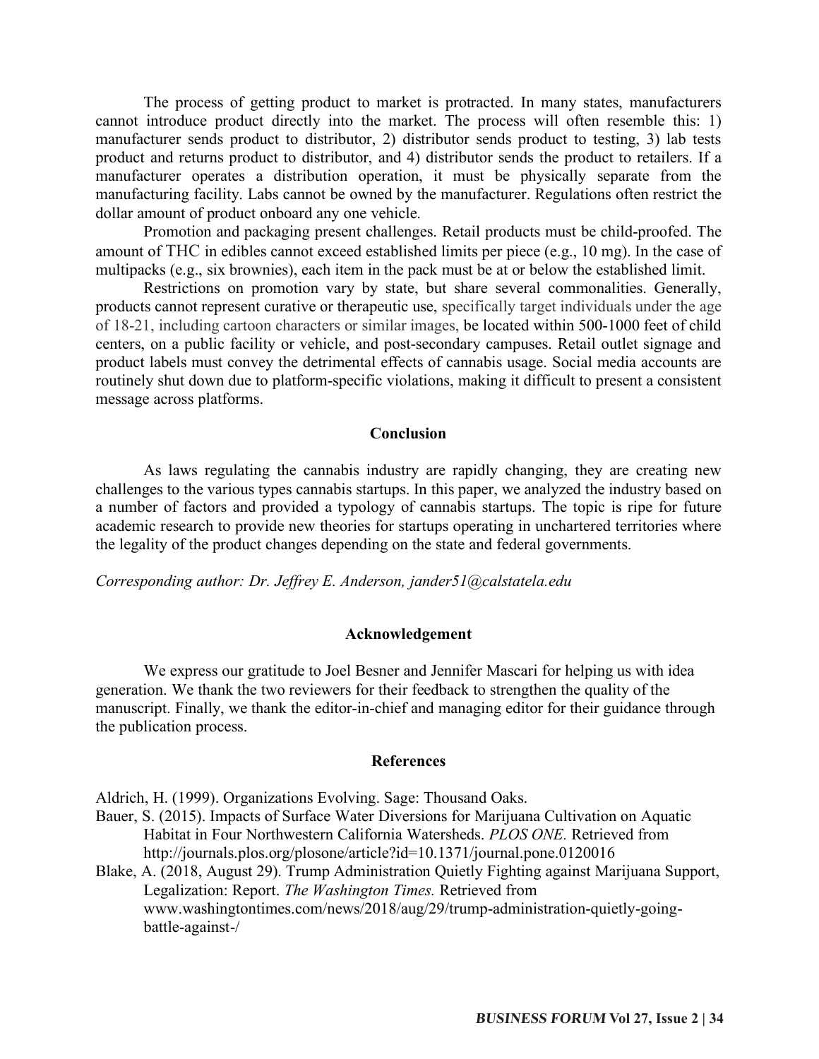The process of getting product to market is protracted. In many states, manufacturers cannot introduce product directly into the market. The process will often resemble this: 1) manufacturer sends product to distributor, 2) distributor sends product to testing, 3) lab tests product and returns product to distributor, and 4) distributor sends the product to retailers. If a manufacturer operates a distribution operation, it must be physically separate from the manufacturing facility. Labs cannot be owned by the manufacturer. Regulations often restrict the dollar amount of product onboard any one vehicle.

Promotion and packaging present challenges. Retail products must be child-proofed. The amount of THC in edibles cannot exceed established limits per piece (e.g., 10 mg). In the case of multipacks (e.g., six brownies), each item in the pack must be at or below the established limit.

Restrictions on promotion vary by state, but share several commonalities. Generally, products cannot represent curative or therapeutic use, specifically target individuals under the age of 18-21, including cartoon characters or similar images, be located within 500-1000 feet of child centers, on a public facility or vehicle, and post-secondary campuses. Retail outlet signage and product labels must convey the detrimental effects of cannabis usage. Social media accounts are routinely shut down due to platform-specific violations, making it difficult to present a consistent message across platforms.

## Conclusion

As laws regulating the cannabis industry are rapidly changing, they are creating new challenges to the various types cannabis startups. In this paper, we analyzed the industry based on a number of factors and provided a typology of cannabis startups. The topic is ripe for future academic research to provide new theories for startups operating in unchartered territories where the legality of the product changes depending on the state and federal governments.

*Corresponding author: Dr. Jeffrey E. Anderson, jander51@calstatela.edu*

## Acknowledgement

We express our gratitude to Joel Besner and Jennifer Mascari for helping us with idea generation. We thank the two reviewers for their feedback to strengthen the quality of the manuscript. Finally, we thank the editor-in-chief and managing editor for their guidance through the publication process.

## References

Aldrich, H. (1999). Organizations Evolving. Sage: Thousand Oaks.

Bauer, S. (2015). Impacts of Surface Water Diversions for Marijuana Cultivation on Aquatic Habitat in Four Northwestern California Watersheds. *PLOS ONE.* Retrieved from http://journals.plos.org/plosone/article?id=10.1371/journal.pone.0120016

Blake, A. (2018, August 29). Trump Administration Quietly Fighting against Marijuana Support, Legalization: Report. *The Washington Times.* Retrieved from www.washingtontimes.com/news/2018/aug/29/trump-administration-quietly-going-battle-against-/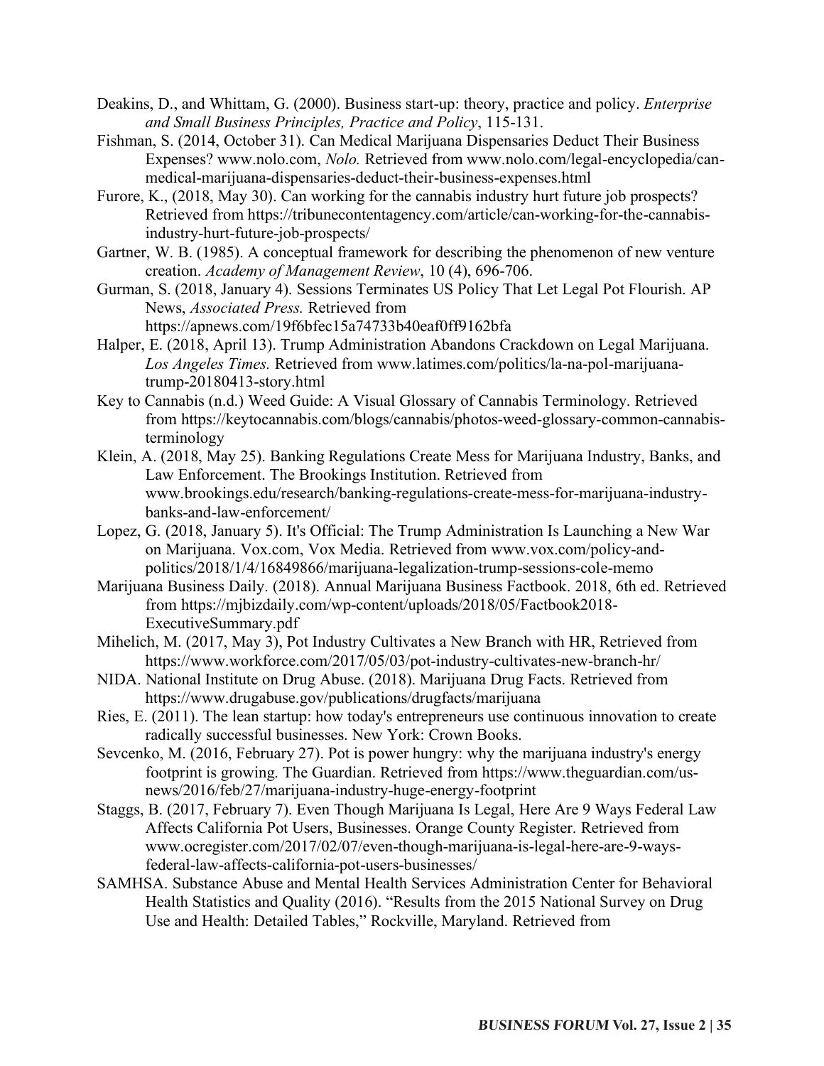Deakins, D., and Whittam, G. (2000). Business start-up: theory, practice and policy. *Enterprise and Small Business Principles, Practice and Policy*, 115-131.

Fishman, S. (2014, October 31). Can Medical Marijuana Dispensaries Deduct Their Business Expenses? www.nolo.com, *Nolo.* Retrieved from www.nolo.com/legal-encyclopedia/can-medical-marijuana-dispensaries-deduct-their-business-expenses.html

Furore, K., (2018, May 30). Can working for the cannabis industry hurt future job prospects? Retrieved from https://tribunecontentagency.com/article/can-working-for-the-cannabis-industry-hurt-future-job-prospects/

Gartner, W. B. (1985). A conceptual framework for describing the phenomenon of new venture creation. *Academy of Management Review*, 10 (4), 696-706.

Gurman, S. (2018, January 4). Sessions Terminates US Policy That Let Legal Pot Flourish. AP News, *Associated Press.* Retrieved from https://apnews.com/19f6bfec15a74733b40eaf0ff9162bfa

Halper, E. (2018, April 13). Trump Administration Abandons Crackdown on Legal Marijuana. *Los Angeles Times.* Retrieved from www.latimes.com/politics/la-na-pol-marijuana-trump-20180413-story.html

Key to Cannabis (n.d.) Weed Guide: A Visual Glossary of Cannabis Terminology. Retrieved from https://keytocannabis.com/blogs/cannabis/photos-weed-glossary-common-cannabis-terminology

Klein, A. (2018, May 25). Banking Regulations Create Mess for Marijuana Industry, Banks, and Law Enforcement. The Brookings Institution. Retrieved from www.brookings.edu/research/banking-regulations-create-mess-for-marijuana-industry-banks-and-law-enforcement/

Lopez, G. (2018, January 5). It's Official: The Trump Administration Is Launching a New War on Marijuana. Vox.com, Vox Media. Retrieved from www.vox.com/policy-and-politics/2018/1/4/16849866/marijuana-legalization-trump-sessions-cole-memo

Marijuana Business Daily. (2018). Annual Marijuana Business Factbook. 2018, 6th ed. Retrieved from https://mjbizdaily.com/wp-content/uploads/2018/05/Factbook2018-ExecutiveSummary.pdf

Mihelich, M. (2017, May 3), Pot Industry Cultivates a New Branch with HR, Retrieved from https://www.workforce.com/2017/05/03/pot-industry-cultivates-new-branch-hr/

NIDA. National Institute on Drug Abuse. (2018). Marijuana Drug Facts. Retrieved from https://www.drugabuse.gov/publications/drugfacts/marijuana

Ries, E. (2011). The lean startup: how today's entrepreneurs use continuous innovation to create radically successful businesses. New York: Crown Books.

Sevcenko, M. (2016, February 27). Pot is power hungry: why the marijuana industry's energy footprint is growing. The Guardian. Retrieved from https://www.theguardian.com/us-news/2016/feb/27/marijuana-industry-huge-energy-footprint

Staggs, B. (2017, February 7). Even Though Marijuana Is Legal, Here Are 9 Ways Federal Law Affects California Pot Users, Businesses. Orange County Register. Retrieved from www.ocregister.com/2017/02/07/even-though-marijuana-is-legal-here-are-9-ways-federal-law-affects-california-pot-users-businesses/

SAMHSA. Substance Abuse and Mental Health Services Administration Center for Behavioral Health Statistics and Quality (2016). "Results from the 2015 National Survey on Drug Use and Health: Detailed Tables," Rockville, Maryland. Retrieved from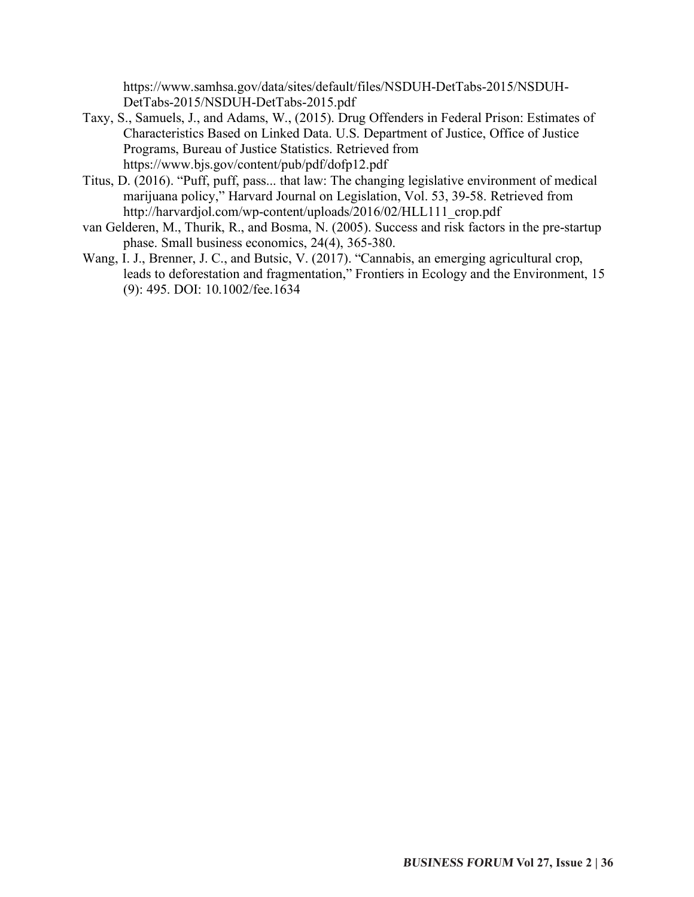https://www.samhsa.gov/data/sites/default/files/NSDUH-DetTabs-2015/NSDUH-DetTabs-2015/NSDUH-DetTabs-2015.pdf

Taxy, S., Samuels, J., and Adams, W., (2015). Drug Offenders in Federal Prison: Estimates of Characteristics Based on Linked Data. U.S. Department of Justice, Office of Justice Programs, Bureau of Justice Statistics. Retrieved from https://www.bjs.gov/content/pub/pdf/dofp12.pdf

Titus, D. (2016). "Puff, puff, pass... that law: The changing legislative environment of medical marijuana policy," Harvard Journal on Legislation, Vol. 53, 39-58. Retrieved from http://harvardjol.com/wp-content/uploads/2016/02/HLL111_crop.pdf

van Gelderen, M., Thurik, R., and Bosma, N. (2005). Success and risk factors in the pre-startup phase. Small business economics, 24(4), 365-380.

Wang, I. J., Brenner, J. C., and Butsic, V. (2017). "Cannabis, an emerging agricultural crop, leads to deforestation and fragmentation," Frontiers in Ecology and the Environment, 15 (9): 495. DOI: 10.1002/fee.1634